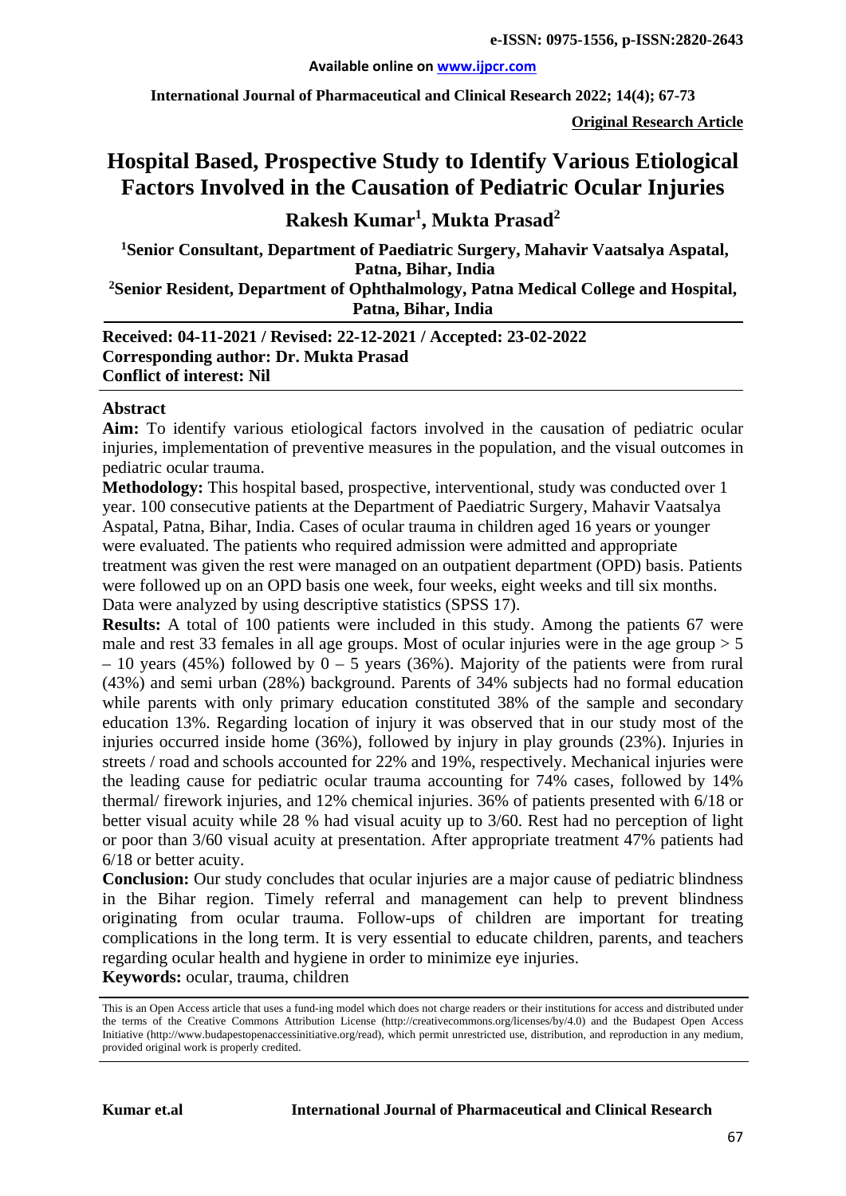**Original Research Article**

# Hospital Based, Prospective Study to Identify Various Etiological Factors Involved in the Causation of Pediatric Ocular Injuries

## Rakesh Kumar[1], Mukta Prasad[2]

**[1]Senior Consultant, Department of Paediatric Surgery, Mahavir Vaatsalya Aspatal, Patna, Bihar, India**

**[2]Senior Resident, Department of Ophthalmology, Patna Medical College and Hospital, Patna, Bihar, India**

**Received: 04-11-2021 / Revised: 22-12-2021 / Accepted: 23-02-2022**
**Corresponding author: Dr. Mukta Prasad**
**Conflict of interest: Nil**

### Abstract

**Aim:** To identify various etiological factors involved in the causation of pediatric ocular injuries, implementation of preventive measures in the population, and the visual outcomes in pediatric ocular trauma.

**Methodology:** This hospital based, prospective, interventional, study was conducted over 1 year. 100 consecutive patients at the Department of Paediatric Surgery, Mahavir Vaatsalya Aspatal, Patna, Bihar, India. Cases of ocular trauma in children aged 16 years or younger were evaluated. The patients who required admission were admitted and appropriate treatment was given the rest were managed on an outpatient department (OPD) basis. Patients were followed up on an OPD basis one week, four weeks, eight weeks and till six months. Data were analyzed by using descriptive statistics (SPSS 17).

**Results:** A total of 100 patients were included in this study. Among the patients 67 were male and rest 33 females in all age groups. Most of ocular injuries were in the age group > 5 – 10 years (45%) followed by 0 – 5 years (36%). Majority of the patients were from rural (43%) and semi urban (28%) background. Parents of 34% subjects had no formal education while parents with only primary education constituted 38% of the sample and secondary education 13%. Regarding location of injury it was observed that in our study most of the injuries occurred inside home (36%), followed by injury in play grounds (23%). Injuries in streets / road and schools accounted for 22% and 19%, respectively. Mechanical injuries were the leading cause for pediatric ocular trauma accounting for 74% cases, followed by 14% thermal/ firework injuries, and 12% chemical injuries. 36% of patients presented with 6/18 or better visual acuity while 28 % had visual acuity up to 3/60. Rest had no perception of light or poor than 3/60 visual acuity at presentation. After appropriate treatment 47% patients had 6/18 or better acuity.

**Conclusion:** Our study concludes that ocular injuries are a major cause of pediatric blindness in the Bihar region. Timely referral and management can help to prevent blindness originating from ocular trauma. Follow-ups of children are important for treating complications in the long term. It is very essential to educate children, parents, and teachers regarding ocular health and hygiene in order to minimize eye injuries.

**Keywords:** ocular, trauma, children

This is an Open Access article that uses a fund-ing model which does not charge readers or their institutions for access and distributed under the terms of the Creative Commons Attribution License (http://creativecommons.org/licenses/by/4.0) and the Budapest Open Access Initiative (http://www.budapestopenaccessinitiative.org/read), which permit unrestricted use, distribution, and reproduction in any medium, provided original work is properly credited.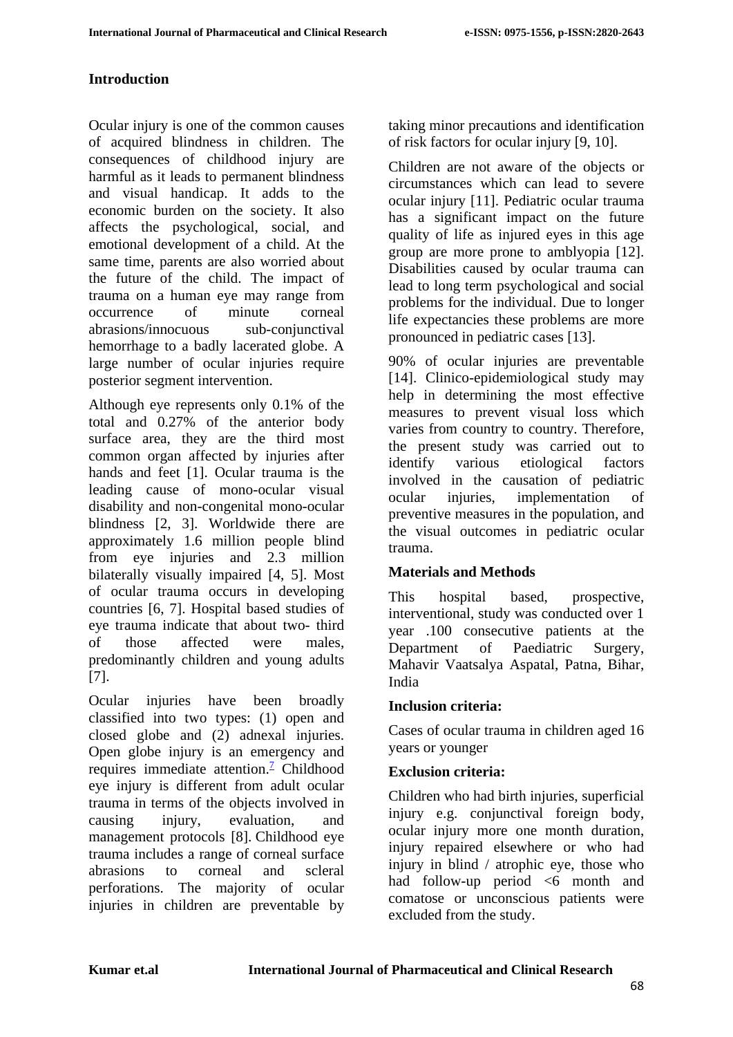## Introduction

Ocular injury is one of the common causes of acquired blindness in children. The consequences of childhood injury are harmful as it leads to permanent blindness and visual handicap. It adds to the economic burden on the society. It also affects the psychological, social, and emotional development of a child. At the same time, parents are also worried about the future of the child. The impact of trauma on a human eye may range from occurrence of minute corneal abrasions/innocuous sub-conjunctival hemorrhage to a badly lacerated globe. A large number of ocular injuries require posterior segment intervention.

Although eye represents only 0.1% of the total and 0.27% of the anterior body surface area, they are the third most common organ affected by injuries after hands and feet [1]. Ocular trauma is the leading cause of mono-ocular visual disability and non-congenital mono-ocular blindness [2, 3]. Worldwide there are approximately 1.6 million people blind from eye injuries and 2.3 million bilaterally visually impaired [4, 5]. Most of ocular trauma occurs in developing countries [6, 7]. Hospital based studies of eye trauma indicate that about two- third of those affected were males, predominantly children and young adults [7].

Ocular injuries have been broadly classified into two types: (1) open and closed globe and (2) adnexal injuries. Open globe injury is an emergency and requires immediate attention.[7] Childhood eye injury is different from adult ocular trauma in terms of the objects involved in causing injury, evaluation, and management protocols [8]. Childhood eye trauma includes a range of corneal surface abrasions to corneal and scleral perforations. The majority of ocular injuries in children are preventable by taking minor precautions and identification of risk factors for ocular injury [9, 10].

Children are not aware of the objects or circumstances which can lead to severe ocular injury [11]. Pediatric ocular trauma has a significant impact on the future quality of life as injured eyes in this age group are more prone to amblyopia [12]. Disabilities caused by ocular trauma can lead to long term psychological and social problems for the individual. Due to longer life expectancies these problems are more pronounced in pediatric cases [13].

90% of ocular injuries are preventable [14]. Clinico-epidemiological study may help in determining the most effective measures to prevent visual loss which varies from country to country. Therefore, the present study was carried out to identify various etiological factors involved in the causation of pediatric ocular injuries, implementation of preventive measures in the population, and the visual outcomes in pediatric ocular trauma.

## Materials and Methods

This hospital based, prospective, interventional, study was conducted over 1 year .100 consecutive patients at the Department of Paediatric Surgery, Mahavir Vaatsalya Aspatal, Patna, Bihar, India

### Inclusion criteria:

Cases of ocular trauma in children aged 16 years or younger

### Exclusion criteria:

Children who had birth injuries, superficial injury e.g. conjunctival foreign body, ocular injury more one month duration, injury repaired elsewhere or who had injury in blind / atrophic eye, those who had follow-up period <6 month and comatose or unconscious patients were excluded from the study.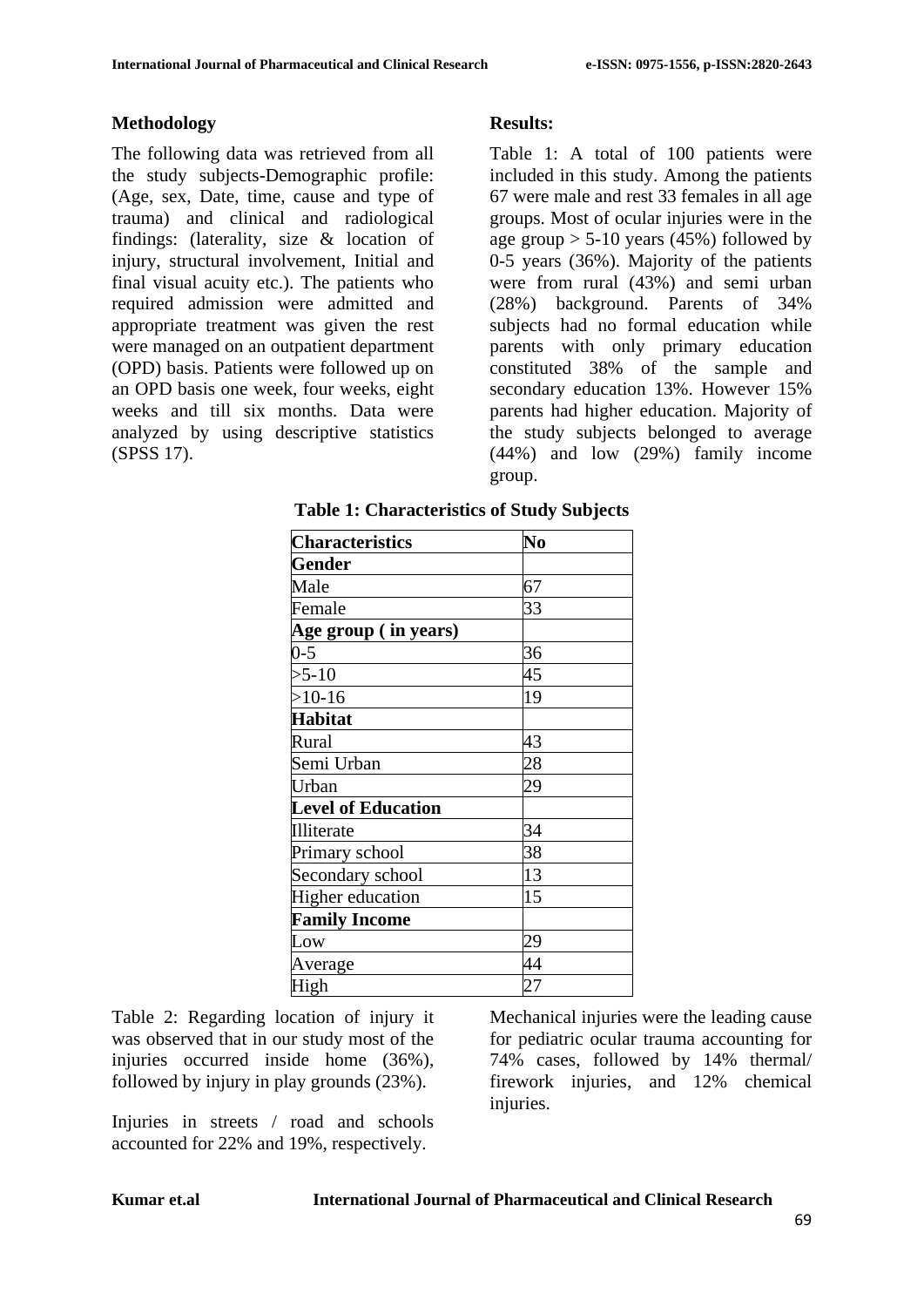## Methodology

The following data was retrieved from all the study subjects-Demographic profile: (Age, sex, Date, time, cause and type of trauma) and clinical and radiological findings: (laterality, size & location of injury, structural involvement, Initial and final visual acuity etc.). The patients who required admission were admitted and appropriate treatment was given the rest were managed on an outpatient department (OPD) basis. Patients were followed up on an OPD basis one week, four weeks, eight weeks and till six months. Data were analyzed by using descriptive statistics (SPSS 17).

## Results:

Table 1: A total of 100 patients were included in this study. Among the patients 67 were male and rest 33 females in all age groups. Most of ocular injuries were in the age group > 5-10 years (45%) followed by 0-5 years (36%). Majority of the patients were from rural (43%) and semi urban (28%) background. Parents of 34% subjects had no formal education while parents with only primary education constituted 38% of the sample and secondary education 13%. However 15% parents had higher education. Majority of the study subjects belonged to average (44%) and low (29%) family income group.

**Table 1: Characteristics of Study Subjects**

| Characteristics | No |
|---|---|
| **Gender** | |
| Male | 67 |
| Female | 33 |
| **Age group ( in years)** | |
| 0-5 | 36 |
| >5-10 | 45 |
| >10-16 | 19 |
| **Habitat** | |
| Rural | 43 |
| Semi Urban | 28 |
| Urban | 29 |
| **Level of Education** | |
| Illiterate | 34 |
| Primary school | 38 |
| Secondary school | 13 |
| Higher education | 15 |
| **Family Income** | |
| Low | 29 |
| Average | 44 |
| High | 27 |

Table 2: Regarding location of injury it was observed that in our study most of the injuries occurred inside home (36%), followed by injury in play grounds (23%).

Injuries in streets / road and schools accounted for 22% and 19%, respectively.

Mechanical injuries were the leading cause for pediatric ocular trauma accounting for 74% cases, followed by 14% thermal/ firework injuries, and 12% chemical injuries.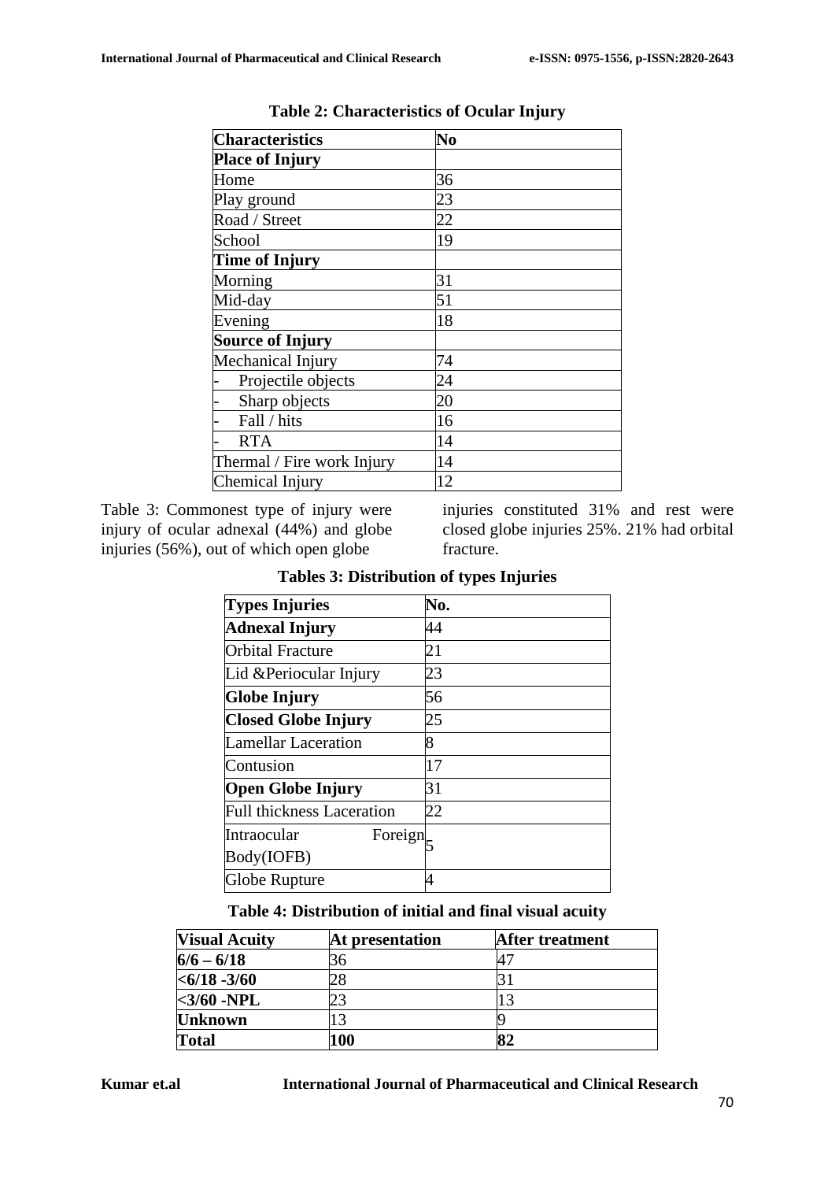**Table 2: Characteristics of Ocular Injury**

| Characteristics | No |
|---|---|
| **Place of Injury** | |
| Home | 36 |
| Play ground | 23 |
| Road / Street | 22 |
| School | 19 |
| **Time of Injury** | |
| Morning | 31 |
| Mid-day | 51 |
| Evening | 18 |
| **Source of Injury** | |
| Mechanical Injury | 74 |
| - Projectile objects | 24 |
| - Sharp objects | 20 |
| - Fall / hits | 16 |
| - RTA | 14 |
| Thermal / Fire work Injury | 14 |
| Chemical Injury | 12 |

Table 3: Commonest type of injury were injury of ocular adnexal (44%) and globe injuries (56%), out of which open globe injuries constituted 31% and rest were closed globe injuries 25%. 21% had orbital fracture.

**Tables 3: Distribution of types Injuries**

| Types Injuries | No. |
|---|---|
| **Adnexal Injury** | 44 |
| Orbital Fracture | 21 |
| Lid &Periocular Injury | 23 |
| **Globe Injury** | 56 |
| **Closed Globe Injury** | 25 |
| Lamellar Laceration | 8 |
| Contusion | 17 |
| **Open Globe Injury** | 31 |
| Full thickness Laceration | 22 |
| Intraocular Foreign Body(IOFB) | 5 |
| Globe Rupture | 4 |

**Table 4: Distribution of initial and final visual acuity**

| Visual Acuity | At presentation | After treatment |
|---|---|---|
| **6/6 – 6/18** | 36 | 47 |
| **<6/18 -3/60** | 28 | 31 |
| **<3/60 -NPL** | 23 | 13 |
| **Unknown** | 13 | 9 |
| **Total** | **100** | **82** |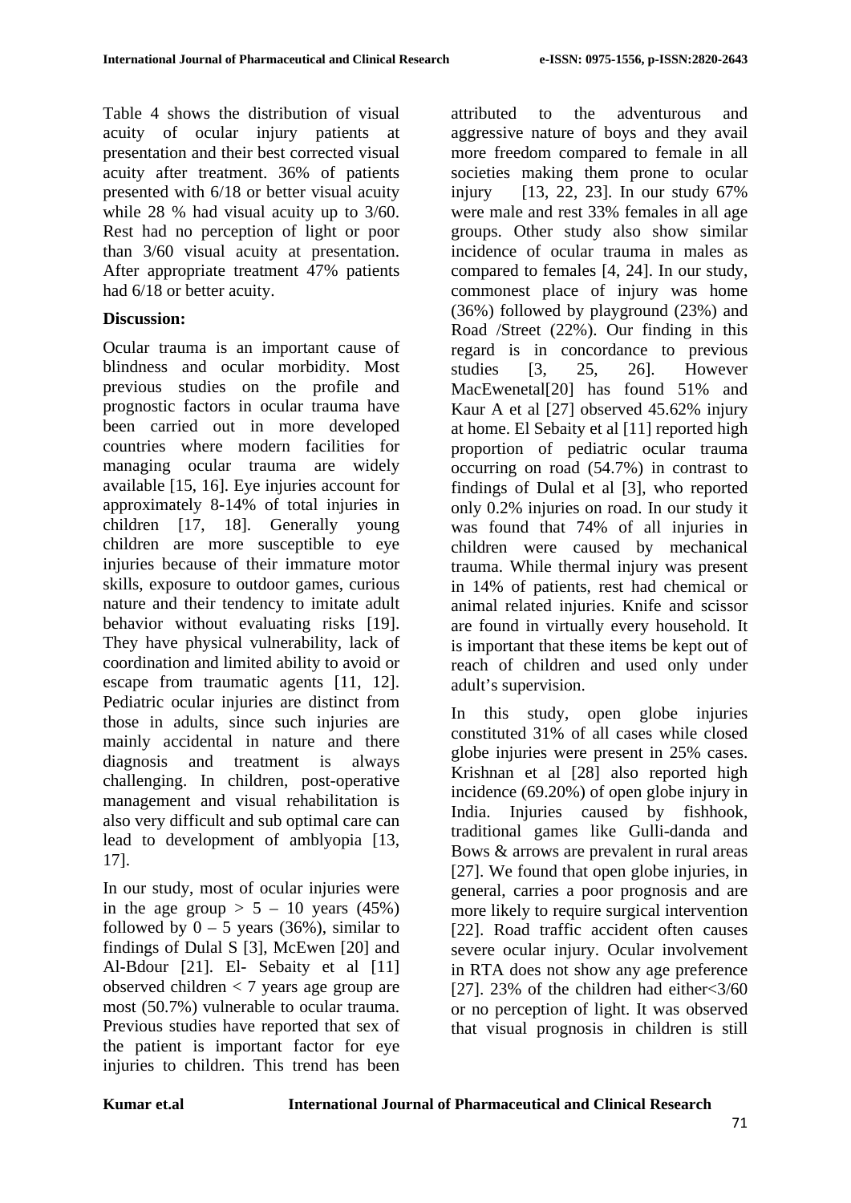Table 4 shows the distribution of visual acuity of ocular injury patients at presentation and their best corrected visual acuity after treatment. 36% of patients presented with 6/18 or better visual acuity while 28 % had visual acuity up to 3/60. Rest had no perception of light or poor than 3/60 visual acuity at presentation. After appropriate treatment 47% patients had 6/18 or better acuity.

**Discussion:**

Ocular trauma is an important cause of blindness and ocular morbidity. Most previous studies on the profile and prognostic factors in ocular trauma have been carried out in more developed countries where modern facilities for managing ocular trauma are widely available [15, 16]. Eye injuries account for approximately 8-14% of total injuries in children [17, 18]. Generally young children are more susceptible to eye injuries because of their immature motor skills, exposure to outdoor games, curious nature and their tendency to imitate adult behavior without evaluating risks [19]. They have physical vulnerability, lack of coordination and limited ability to avoid or escape from traumatic agents [11, 12]. Pediatric ocular injuries are distinct from those in adults, since such injuries are mainly accidental in nature and there diagnosis and treatment is always challenging. In children, post-operative management and visual rehabilitation is also very difficult and sub optimal care can lead to development of amblyopia [13, 17].

In our study, most of ocular injuries were in the age group > 5 – 10 years (45%) followed by 0 – 5 years (36%), similar to findings of Dulal S [3], McEwen [20] and Al-Bdour [21]. El- Sebaity et al [11] observed children < 7 years age group are most (50.7%) vulnerable to ocular trauma. Previous studies have reported that sex of the patient is important factor for eye injuries to children. This trend has been attributed to the adventurous and aggressive nature of boys and they avail more freedom compared to female in all societies making them prone to ocular injury [13, 22, 23]. In our study 67% were male and rest 33% females in all age groups. Other study also show similar incidence of ocular trauma in males as compared to females [4, 24]. In our study, commonest place of injury was home (36%) followed by playground (23%) and Road /Street (22%). Our finding in this regard is in concordance to previous studies [3, 25, 26]. However MacEwenetal[20] has found 51% and Kaur A et al [27] observed 45.62% injury at home. El Sebaity et al [11] reported high proportion of pediatric ocular trauma occurring on road (54.7%) in contrast to findings of Dulal et al [3], who reported only 0.2% injuries on road. In our study it was found that 74% of all injuries in children were caused by mechanical trauma. While thermal injury was present in 14% of patients, rest had chemical or animal related injuries. Knife and scissor are found in virtually every household. It is important that these items be kept out of reach of children and used only under adult's supervision.

In this study, open globe injuries constituted 31% of all cases while closed globe injuries were present in 25% cases. Krishnan et al [28] also reported high incidence (69.20%) of open globe injury in India. Injuries caused by fishhook, traditional games like Gulli-danda and Bows & arrows are prevalent in rural areas [27]. We found that open globe injuries, in general, carries a poor prognosis and are more likely to require surgical intervention [22]. Road traffic accident often causes severe ocular injury. Ocular involvement in RTA does not show any age preference [27]. 23% of the children had either<3/60 or no perception of light. It was observed that visual prognosis in children is still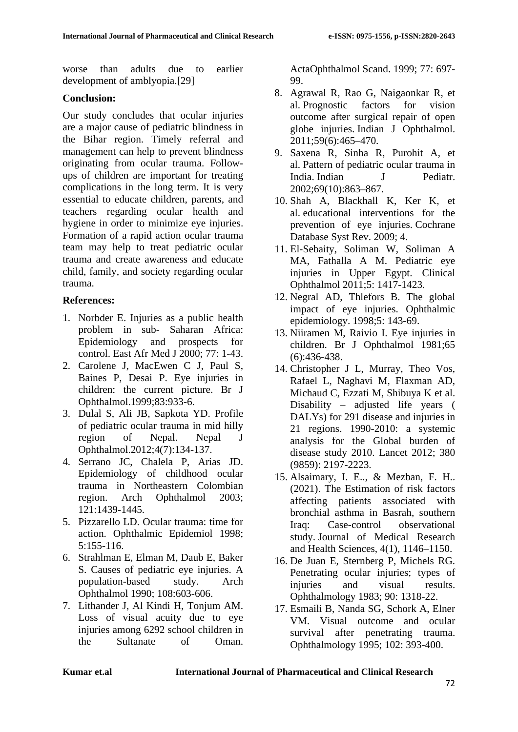worse than adults due to earlier development of amblyopia.[29]

## Conclusion:

Our study concludes that ocular injuries are a major cause of pediatric blindness in the Bihar region. Timely referral and management can help to prevent blindness originating from ocular trauma. Follow-ups of children are important for treating complications in the long term. It is very essential to educate children, parents, and teachers regarding ocular health and hygiene in order to minimize eye injuries. Formation of a rapid action ocular trauma team may help to treat pediatric ocular trauma and create awareness and educate child, family, and society regarding ocular trauma.

## References:

1. Norbder E. Injuries as a public health problem in sub- Saharan Africa: Epidemiology and prospects for control. East Afr Med J 2000; 77: 1-43.
2. Carolene J, MacEwen C J, Paul S, Baines P, Desai P. Eye injuries in children: the current picture. Br J Ophthalmol.1999;83:933-6.
3. Dulal S, Ali JB, Sapkota YD. Profile of pediatric ocular trauma in mid hilly region of Nepal. Nepal J Ophthalmol.2012;4(7):134-137.
4. Serrano JC, Chalela P, Arias JD. Epidemiology of childhood ocular trauma in Northeastern Colombian region. Arch Ophthalmol 2003; 121:1439-1445.
5. Pizzarello LD. Ocular trauma: time for action. Ophthalmic Epidemiol 1998; 5:155-116.
6. Strahlman E, Elman M, Daub E, Baker S. Causes of pediatric eye injuries. A population-based study. Arch Ophthalmol 1990; 108:603-606.
7. Lithander J, Al Kindi H, Tonjum AM. Loss of visual acuity due to eye injuries among 6292 school children in the Sultanate of Oman. ActaOphthalmol Scand. 1999; 77: 697-99.
8. Agrawal R, Rao G, Naigaonkar R, et al. Prognostic factors for vision outcome after surgical repair of open globe injuries. Indian J Ophthalmol. 2011;59(6):465–470.
9. Saxena R, Sinha R, Purohit A, et al. Pattern of pediatric ocular trauma in India. Indian J Pediatr. 2002;69(10):863–867.
10. Shah A, Blackhall K, Ker K, et al. educational interventions for the prevention of eye injuries. Cochrane Database Syst Rev. 2009; 4.
11. El-Sebaity, Soliman W, Soliman A MA, Fathalla A M. Pediatric eye injuries in Upper Egypt. Clinical Ophthalmol 2011;5: 1417-1423.
12. Negral AD, Thlefors B. The global impact of eye injuries. Ophthalmic epidemiology. 1998;5: 143-69.
13. Niiramen M, Raivio I. Eye injuries in children. Br J Ophthalmol 1981;65 (6):436-438.
14. Christopher J L, Murray, Theo Vos, Rafael L, Naghavi M, Flaxman AD, Michaud C, Ezzati M, Shibuya K et al. Disability – adjusted life years ( DALYs) for 291 disease and injuries in 21 regions. 1990-2010: a systemic analysis for the Global burden of disease study 2010. Lancet 2012; 380 (9859): 2197-2223.
15. Alsaimary, I. E.., & Mezban, F. H.. (2021). The Estimation of risk factors affecting patients associated with bronchial asthma in Basrah, southern Iraq: Case-control observational study. Journal of Medical Research and Health Sciences, 4(1), 1146–1150.
16. De Juan E, Sternberg P, Michels RG. Penetrating ocular injuries; types of injuries and visual results. Ophthalmology 1983; 90: 1318-22.
17. Esmaili B, Nanda SG, Schork A, Elner VM. Visual outcome and ocular survival after penetrating trauma. Ophthalmology 1995; 102: 393-400.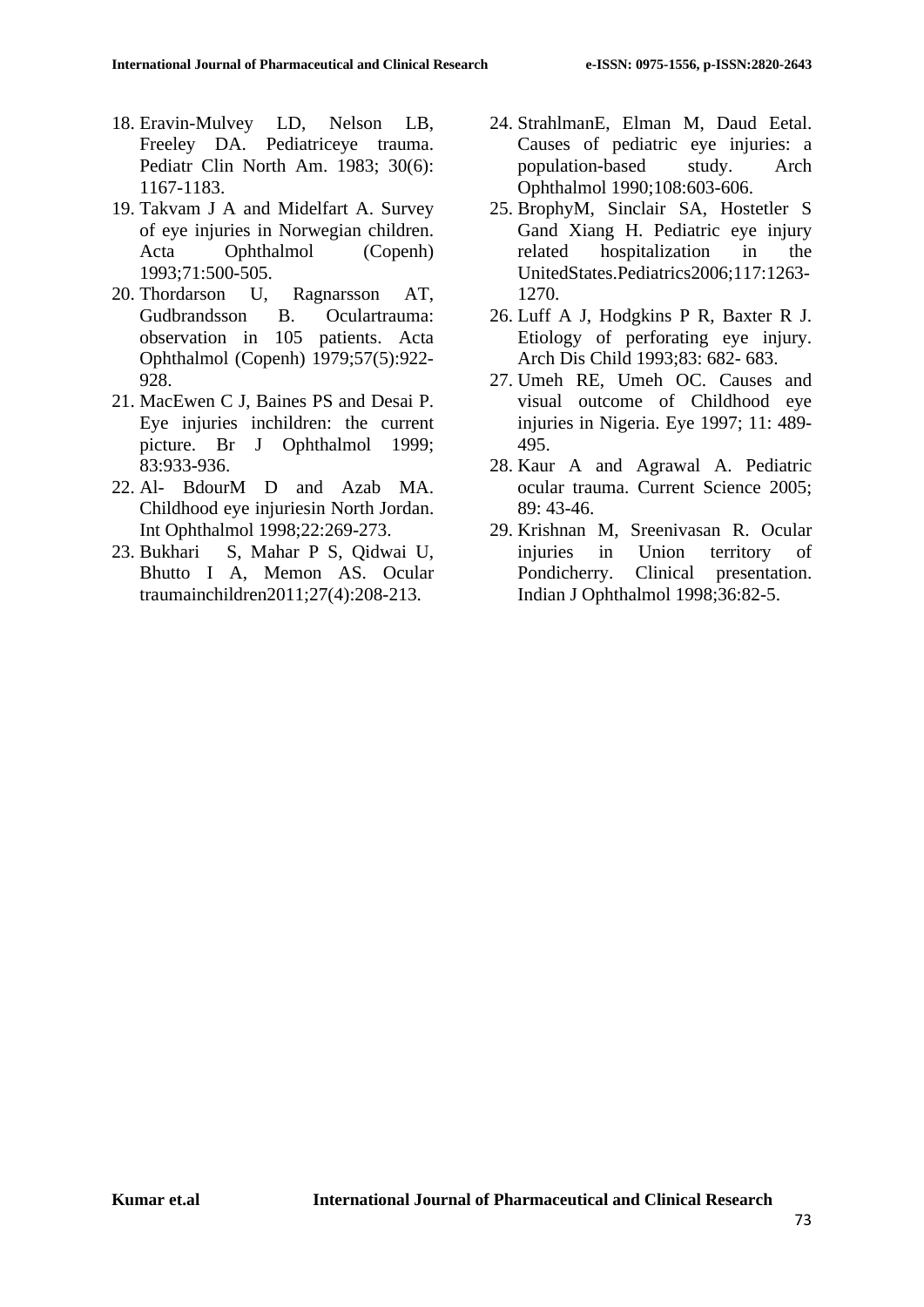18. Eravin-Mulvey LD, Nelson LB, Freeley DA. Pediatriceye trauma. Pediatr Clin North Am. 1983; 30(6): 1167-1183.
19. Takvam J A and Midelfart A. Survey of eye injuries in Norwegian children. Acta Ophthalmol (Copenh) 1993;71:500-505.
20. Thordarson U, Ragnarsson AT, Gudbrandsson B. Oculartrauma: observation in 105 patients. Acta Ophthalmol (Copenh) 1979;57(5):922-928.
21. MacEwen C J, Baines PS and Desai P. Eye injuries inchildren: the current picture. Br J Ophthalmol 1999; 83:933-936.
22. Al- BdourM D and Azab MA. Childhood eye injuriesin North Jordan. Int Ophthalmol 1998;22:269-273.
23. Bukhari S, Mahar P S, Qidwai U, Bhutto I A, Memon AS. Ocular traumainchildren2011;27(4):208-213.
24. StrahlmanE, Elman M, Daud Eetal. Causes of pediatric eye injuries: a population-based study. Arch Ophthalmol 1990;108:603-606.
25. BrophyM, Sinclair SA, Hostetler S Gand Xiang H. Pediatric eye injury related hospitalization in the UnitedStates.Pediatrics2006;117:1263-1270.
26. Luff A J, Hodgkins P R, Baxter R J. Etiology of perforating eye injury. Arch Dis Child 1993;83: 682- 683.
27. Umeh RE, Umeh OC. Causes and visual outcome of Childhood eye injuries in Nigeria. Eye 1997; 11: 489-495.
28. Kaur A and Agrawal A. Pediatric ocular trauma. Current Science 2005; 89: 43-46.
29. Krishnan M, Sreenivasan R. Ocular injuries in Union territory of Pondicherry. Clinical presentation. Indian J Ophthalmol 1998;36:82-5.